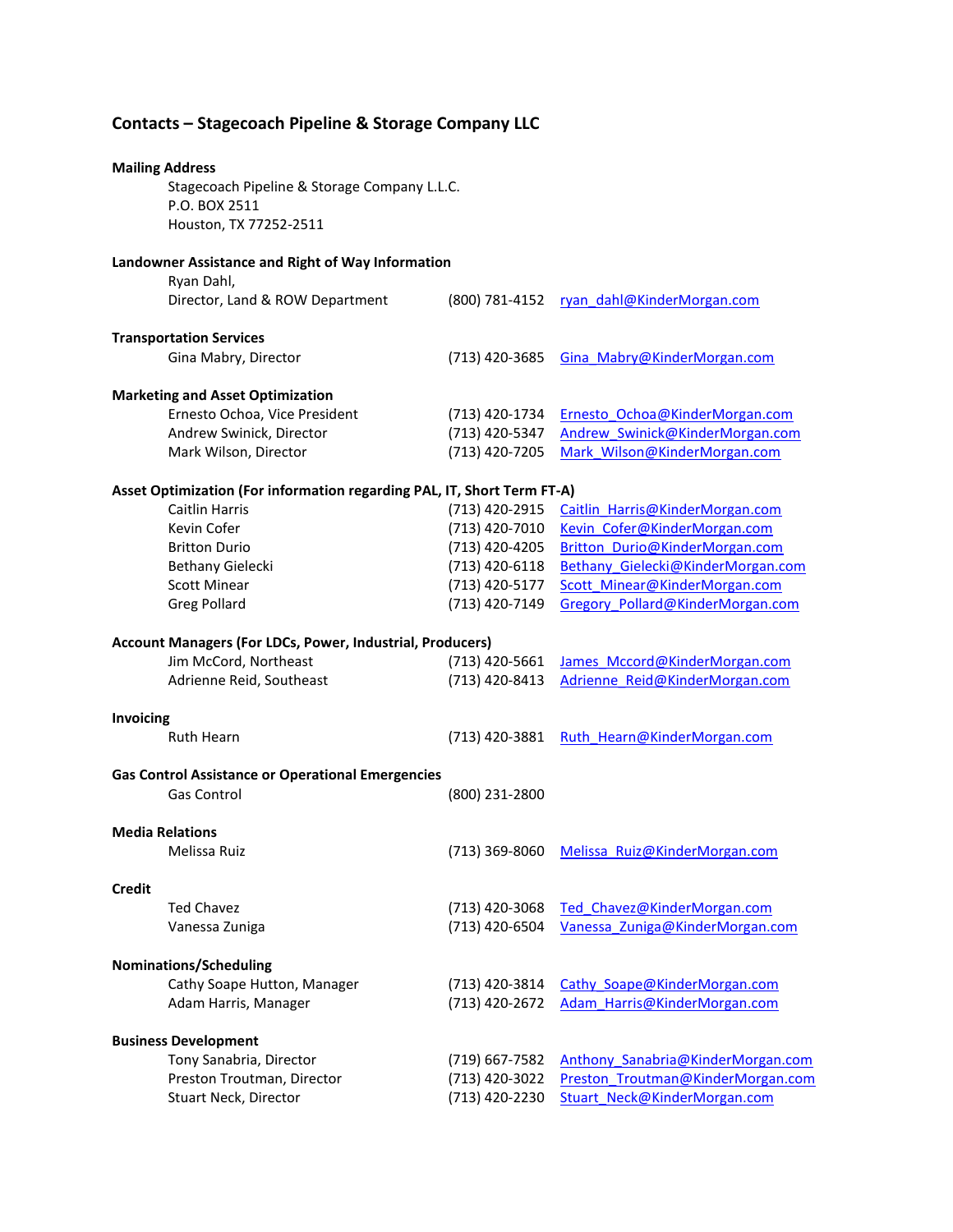# Contacts – Stagecoach Pipeline & Storage Company LLC

**Mailing Address**

Stagecoach Pipeline & Storage Company L.L.C.
P.O. BOX 2511
Houston, TX 77252-2511

**Landowner Assistance and Right of Way Information**

| | | |
|---|---|---|
| Ryan Dahl, Director, Land & ROW Department | (800) 781-4152 | ryan_dahl@KinderMorgan.com |

**Transportation Services**

| | | |
|---|---|---|
| Gina Mabry, Director | (713) 420-3685 | Gina_Mabry@KinderMorgan.com |

**Marketing and Asset Optimization**

| | | |
|---|---|---|
| Ernesto Ochoa, Vice President | (713) 420-1734 | Ernesto_Ochoa@KinderMorgan.com |
| Andrew Swinick, Director | (713) 420-5347 | Andrew_Swinick@KinderMorgan.com |
| Mark Wilson, Director | (713) 420-7205 | Mark_Wilson@KinderMorgan.com |

**Asset Optimization (For information regarding PAL, IT, Short Term FT-A)**

| | | |
|---|---|---|
| Caitlin Harris | (713) 420-2915 | Caitlin_Harris@KinderMorgan.com |
| Kevin Cofer | (713) 420-7010 | Kevin_Cofer@KinderMorgan.com |
| Britton Durio | (713) 420-4205 | Britton_Durio@KinderMorgan.com |
| Bethany Gielecki | (713) 420-6118 | Bethany_Gielecki@KinderMorgan.com |
| Scott Minear | (713) 420-5177 | Scott_Minear@KinderMorgan.com |
| Greg Pollard | (713) 420-7149 | Gregory_Pollard@KinderMorgan.com |

**Account Managers (For LDCs, Power, Industrial, Producers)**

| | | |
|---|---|---|
| Jim McCord, Northeast | (713) 420-5661 | James_Mccord@KinderMorgan.com |
| Adrienne Reid, Southeast | (713) 420-8413 | Adrienne_Reid@KinderMorgan.com |

**Invoicing**

| | | |
|---|---|---|
| Ruth Hearn | (713) 420-3881 | Ruth_Hearn@KinderMorgan.com |

**Gas Control Assistance or Operational Emergencies**

| | | |
|---|---|---|
| Gas Control | (800) 231-2800 | |

**Media Relations**

| | | |
|---|---|---|
| Melissa Ruiz | (713) 369-8060 | Melissa_Ruiz@KinderMorgan.com |

**Credit**

| | | |
|---|---|---|
| Ted Chavez | (713) 420-3068 | Ted_Chavez@KinderMorgan.com |
| Vanessa Zuniga | (713) 420-6504 | Vanessa_Zuniga@KinderMorgan.com |

**Nominations/Scheduling**

| | | |
|---|---|---|
| Cathy Soape Hutton, Manager | (713) 420-3814 | Cathy_Soape@KinderMorgan.com |
| Adam Harris, Manager | (713) 420-2672 | Adam_Harris@KinderMorgan.com |

**Business Development**

| | | |
|---|---|---|
| Tony Sanabria, Director | (719) 667-7582 | Anthony_Sanabria@KinderMorgan.com |
| Preston Troutman, Director | (713) 420-3022 | Preston_Troutman@KinderMorgan.com |
| Stuart Neck, Director | (713) 420-2230 | Stuart_Neck@KinderMorgan.com |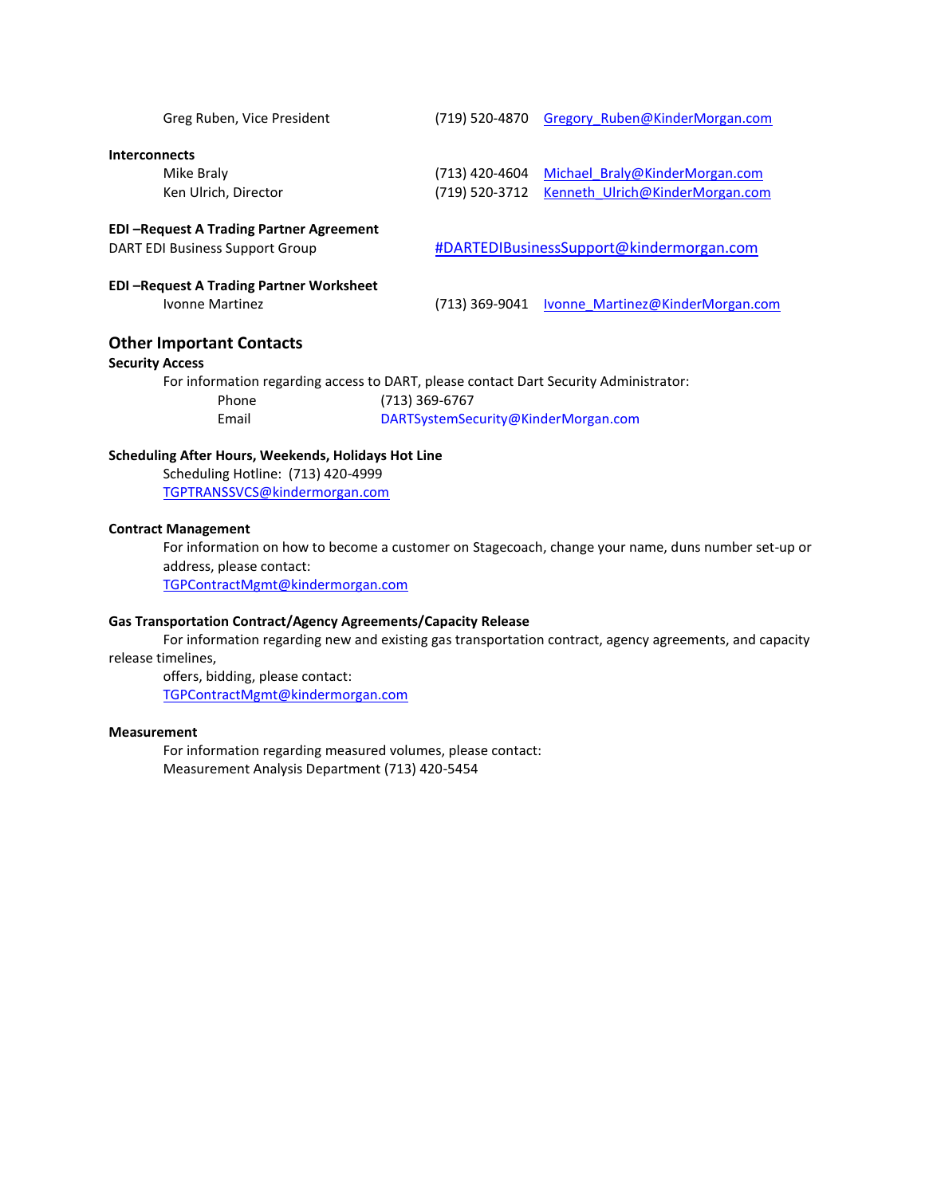Greg Ruben, Vice President (719) 520-4870 Gregory_Ruben@KinderMorgan.com

**Interconnects**

Mike Braly (713) 420-4604 Michael_Braly@KinderMorgan.com
Ken Ulrich, Director (719) 520-3712 Kenneth_Ulrich@KinderMorgan.com

**EDI –Request A Trading Partner Agreement**

DART EDI Business Support Group #DARTEDIBusinessSupport@kindermorgan.com

**EDI –Request A Trading Partner Worksheet**

Ivonne Martinez (713) 369-9041 Ivonne_Martinez@KinderMorgan.com

## Other Important Contacts

**Security Access**

For information regarding access to DART, please contact Dart Security Administrator:

Phone (713) 369-6767
Email DARTSystemSecurity@KinderMorgan.com

**Scheduling After Hours, Weekends, Holidays Hot Line**

Scheduling Hotline: (713) 420-4999
TGPTRANSSVCS@kindermorgan.com

**Contract Management**

For information on how to become a customer on Stagecoach, change your name, duns number set-up or address, please contact:
TGPContractMgmt@kindermorgan.com

**Gas Transportation Contract/Agency Agreements/Capacity Release**

For information regarding new and existing gas transportation contract, agency agreements, and capacity release timelines,
offers, bidding, please contact:
TGPContractMgmt@kindermorgan.com

**Measurement**

For information regarding measured volumes, please contact:
Measurement Analysis Department (713) 420-5454